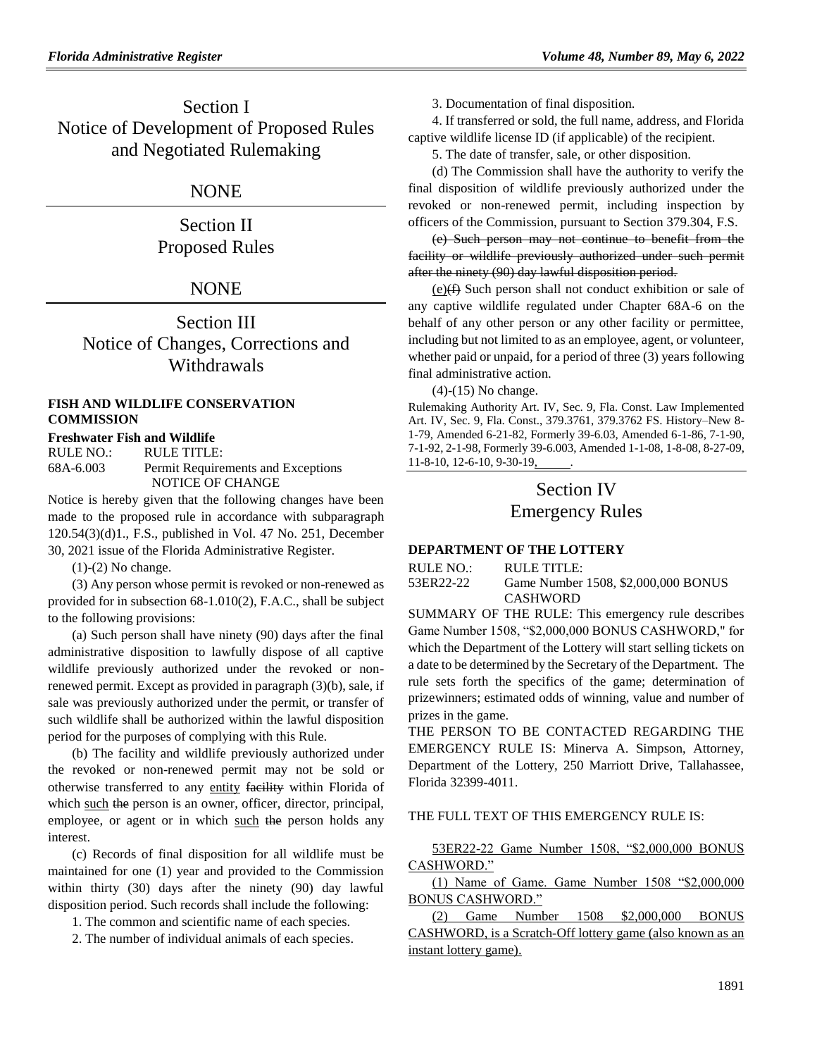# Section I
# Notice of Development of Proposed Rules and Negotiated Rulemaking

## NONE

# Section II
# Proposed Rules

## NONE

# Section III
# Notice of Changes, Corrections and Withdrawals

### FISH AND WILDLIFE CONSERVATION COMMISSION

**Freshwater Fish and Wildlife**

RULE NO.: 68A-6.003
RULE TITLE: Permit Requirements and Exceptions

NOTICE OF CHANGE

Notice is hereby given that the following changes have been made to the proposed rule in accordance with subparagraph 120.54(3)(d)1., F.S., published in Vol. 47 No. 251, December 30, 2021 issue of the Florida Administrative Register.

(1)-(2) No change.

(3) Any person whose permit is revoked or non-renewed as provided for in subsection 68-1.010(2), F.A.C., shall be subject to the following provisions:

(a) Such person shall have ninety (90) days after the final administrative disposition to lawfully dispose of all captive wildlife previously authorized under the revoked or non-renewed permit. Except as provided in paragraph (3)(b), sale, if sale was previously authorized under the permit, or transfer of such wildlife shall be authorized within the lawful disposition period for the purposes of complying with this Rule.

(b) The facility and wildlife previously authorized under the revoked or non-renewed permit may not be sold or otherwise transferred to any <u>entity</u> ~~facility~~ within Florida of which <u>such</u> ~~the~~ person is an owner, officer, director, principal, employee, or agent or in which <u>such</u> ~~the~~ person holds any interest.

(c) Records of final disposition for all wildlife must be maintained for one (1) year and provided to the Commission within thirty (30) days after the ninety (90) day lawful disposition period. Such records shall include the following:

1. The common and scientific name of each species.
2. The number of individual animals of each species.
3. Documentation of final disposition.
4. If transferred or sold, the full name, address, and Florida captive wildlife license ID (if applicable) of the recipient.
5. The date of transfer, sale, or other disposition.

(d) The Commission shall have the authority to verify the final disposition of wildlife previously authorized under the revoked or non-renewed permit, including inspection by officers of the Commission, pursuant to Section 379.304, F.S.

~~(e) Such person may not continue to benefit from the facility or wildlife previously authorized under such permit after the ninety (90) day lawful disposition period.~~

<u>(e)</u>~~(f)~~ Such person shall not conduct exhibition or sale of any captive wildlife regulated under Chapter 68A-6 on the behalf of any other person or any other facility or permittee, including but not limited to as an employee, agent, or volunteer, whether paid or unpaid, for a period of three (3) years following final administrative action.

(4)-(15) No change.

Rulemaking Authority Art. IV, Sec. 9, Fla. Const. Law Implemented Art. IV, Sec. 9, Fla. Const., 379.3761, 379.3762 FS. History–New 8-1-79, Amended 6-21-82, Formerly 39-6.03, Amended 6-1-86, 7-1-90, 7-1-92, 2-1-98, Formerly 39-6.003, Amended 1-1-08, 1-8-08, 8-27-09, 11-8-10, 12-6-10, 9-30-19<u>, \_\_\_\_\_</u>.

# Section IV
# Emergency Rules

### DEPARTMENT OF THE LOTTERY

RULE NO.: 53ER22-22
RULE TITLE: Game Number 1508, $2,000,000 BONUS CASHWORD

SUMMARY OF THE RULE: This emergency rule describes Game Number 1508, "$2,000,000 BONUS CASHWORD," for which the Department of the Lottery will start selling tickets on a date to be determined by the Secretary of the Department. The rule sets forth the specifics of the game; determination of prizewinners; estimated odds of winning, value and number of prizes in the game.

THE PERSON TO BE CONTACTED REGARDING THE EMERGENCY RULE IS: Minerva A. Simpson, Attorney, Department of the Lottery, 250 Marriott Drive, Tallahassee, Florida 32399-4011.

THE FULL TEXT OF THIS EMERGENCY RULE IS:

<u>53ER22-22 Game Number 1508, "$2,000,000 BONUS CASHWORD."</u>

<u>(1) Name of Game. Game Number 1508 "$2,000,000 BONUS CASHWORD."</u>

<u>(2) Game Number 1508 $2,000,000 BONUS CASHWORD, is a Scratch-Off lottery game (also known as an instant lottery game).</u>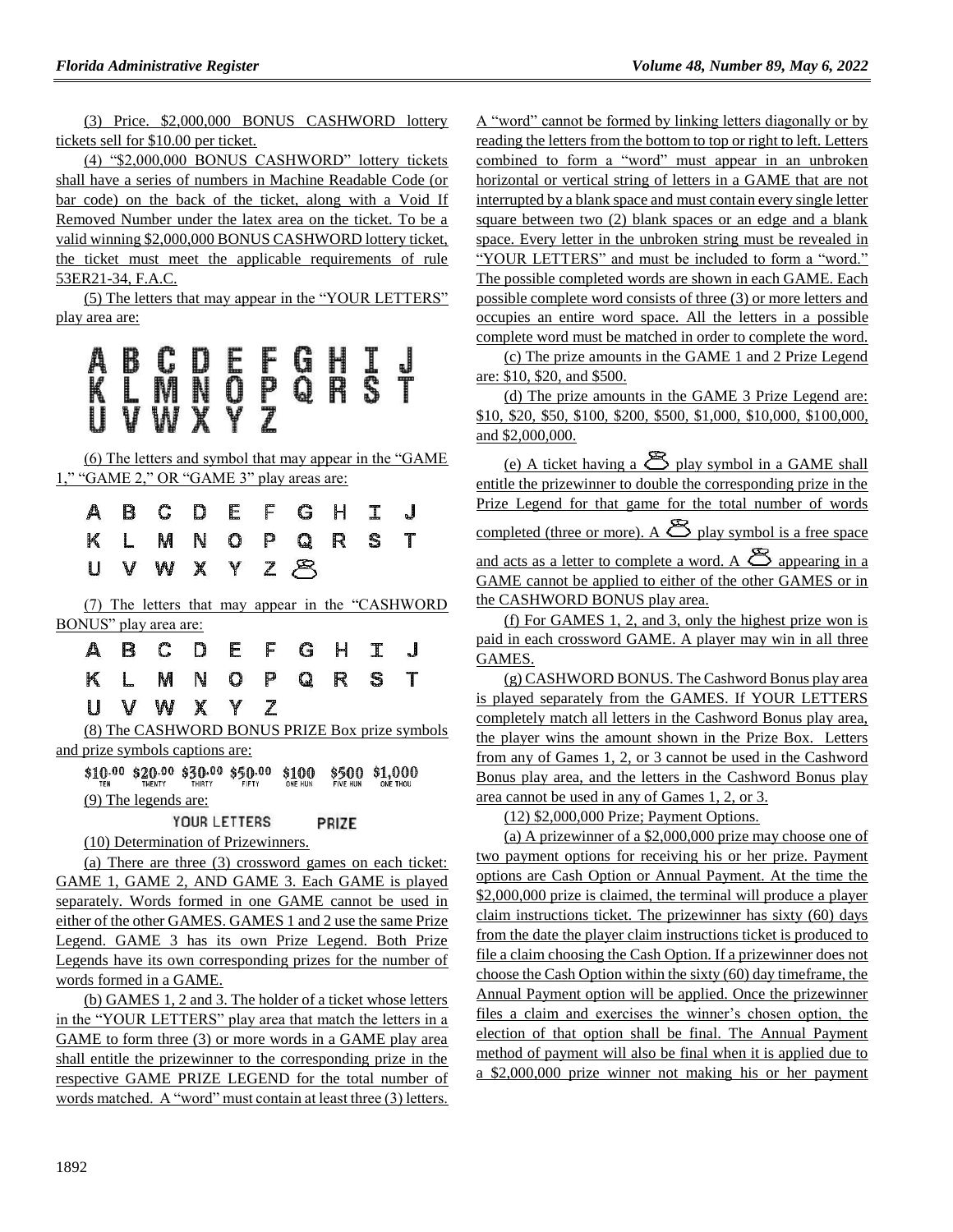(3) Price. $2,000,000 BONUS CASHWORD lottery tickets sell for $10.00 per ticket.

(4) "$2,000,000 BONUS CASHWORD" lottery tickets shall have a series of numbers in Machine Readable Code (or bar code) on the back of the ticket, along with a Void If Removed Number under the latex area on the ticket. To be a valid winning $2,000,000 BONUS CASHWORD lottery ticket, the ticket must meet the applicable requirements of rule 53ER21-34, F.A.C.

(5) The letters that may appear in the "YOUR LETTERS" play area are:

A B C D E F G H I J
K L M N O P Q R S T
U V W X Y Z

(6) The letters and symbol that may appear in the "GAME 1," "GAME 2," OR "GAME 3" play areas are:

A B C D E F G H I J
K L M N O P Q R S T
U V W X Y Z [symbol]

(7) The letters that may appear in the "CASHWORD BONUS" play area are:

A B C D E F G H I J
K L M N O P Q R S T
U V W X Y Z

(8) The CASHWORD BONUS PRIZE Box prize symbols and prize symbols captions are:

$10.00 TEN   $20.00 TWENTY   $30.00 THIRTY   $50.00 FIFTY   $100 ONE HUN   $500 FIVE HUN   $1,000 ONE THOU

(9) The legends are:

YOUR LETTERS   PRIZE

(10) Determination of Prizewinners.

(a) There are three (3) crossword games on each ticket: GAME 1, GAME 2, AND GAME 3. Each GAME is played separately. Words formed in one GAME cannot be used in either of the other GAMES. GAMES 1 and 2 use the same Prize Legend. GAME 3 has its own Prize Legend. Both Prize Legends have its own corresponding prizes for the number of words formed in a GAME.

(b) GAMES 1, 2 and 3. The holder of a ticket whose letters in the "YOUR LETTERS" play area that match the letters in a GAME to form three (3) or more words in a GAME play area shall entitle the prizewinner to the corresponding prize in the respective GAME PRIZE LEGEND for the total number of words matched. A "word" must contain at least three (3) letters. A "word" cannot be formed by linking letters diagonally or by reading the letters from the bottom to top or right to left. Letters combined to form a "word" must appear in an unbroken horizontal or vertical string of letters in a GAME that are not interrupted by a blank space and must contain every single letter square between two (2) blank spaces or an edge and a blank space. Every letter in the unbroken string must be revealed in "YOUR LETTERS" and must be included to form a "word." The possible completed words are shown in each GAME. Each possible complete word consists of three (3) or more letters and occupies an entire word space. All the letters in a possible complete word must be matched in order to complete the word.

(c) The prize amounts in the GAME 1 and 2 Prize Legend are: $10, $20, and $500.

(d) The prize amounts in the GAME 3 Prize Legend are: $10, $20, $50, $100, $200, $500, $1,000, $10,000, $100,000, and $2,000,000.

(e) A ticket having a [symbol] play symbol in a GAME shall entitle the prizewinner to double the corresponding prize in the Prize Legend for that game for the total number of words completed (three or more). A [symbol] play symbol is a free space and acts as a letter to complete a word. A [symbol] appearing in a GAME cannot be applied to either of the other GAMES or in the CASHWORD BONUS play area.

(f) For GAMES 1, 2, and 3, only the highest prize won is paid in each crossword GAME. A player may win in all three GAMES.

(g) CASHWORD BONUS. The Cashword Bonus play area is played separately from the GAMES. If YOUR LETTERS completely match all letters in the Cashword Bonus play area, the player wins the amount shown in the Prize Box. Letters from any of Games 1, 2, or 3 cannot be used in the Cashword Bonus play area, and the letters in the Cashword Bonus play area cannot be used in any of Games 1, 2, or 3.

(12) $2,000,000 Prize; Payment Options.

(a) A prizewinner of a $2,000,000 prize may choose one of two payment options for receiving his or her prize. Payment options are Cash Option or Annual Payment. At the time the $2,000,000 prize is claimed, the terminal will produce a player claim instructions ticket. The prizewinner has sixty (60) days from the date the player claim instructions ticket is produced to file a claim choosing the Cash Option. If a prizewinner does not choose the Cash Option within the sixty (60) day timeframe, the Annual Payment option will be applied. Once the prizewinner files a claim and exercises the winner's chosen option, the election of that option shall be final. The Annual Payment method of payment will also be final when it is applied due to a $2,000,000 prize winner not making his or her payment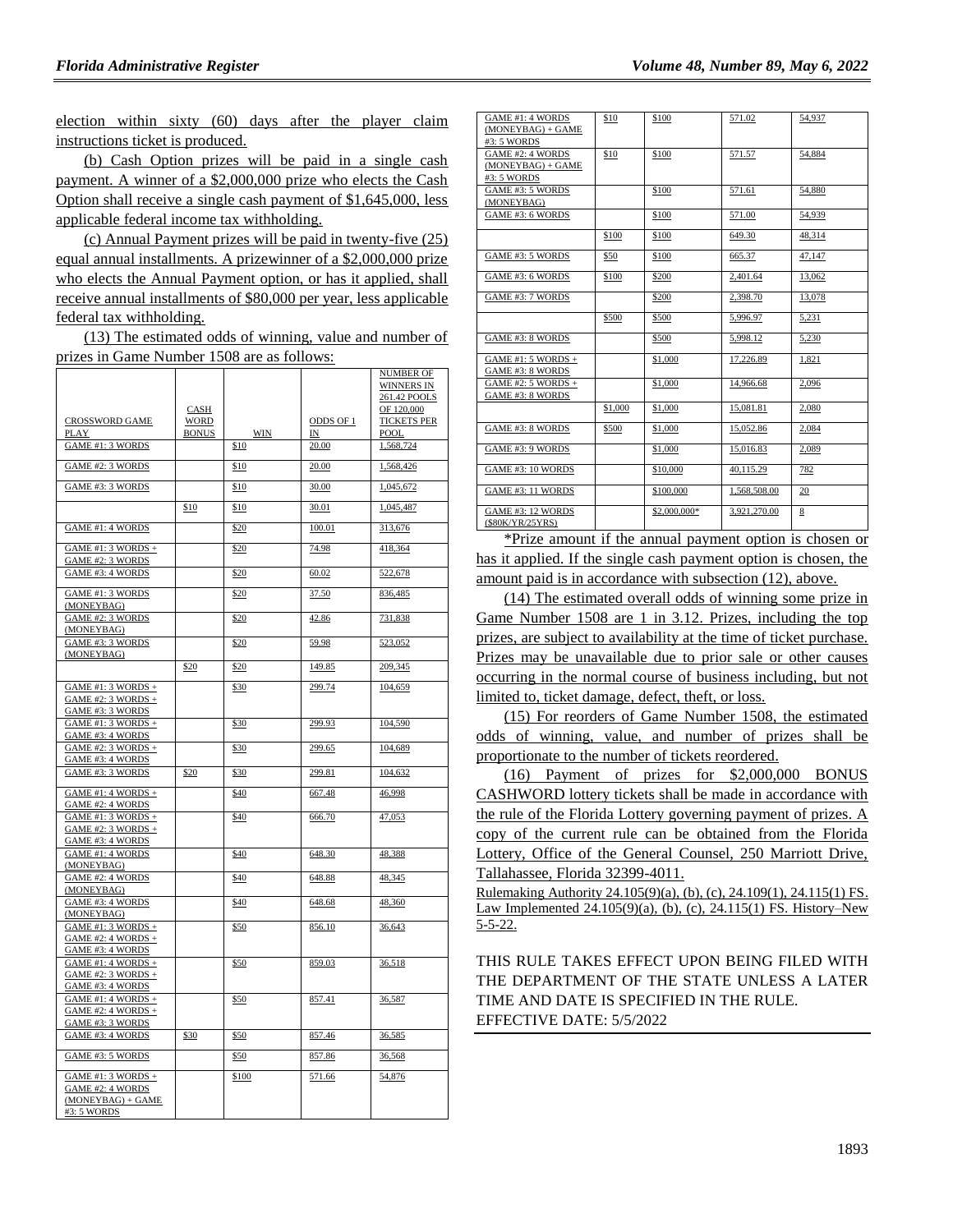election within sixty (60) days after the player claim instructions ticket is produced.

(b) Cash Option prizes will be paid in a single cash payment. A winner of a $2,000,000 prize who elects the Cash Option shall receive a single cash payment of $1,645,000, less applicable federal income tax withholding.

(c) Annual Payment prizes will be paid in twenty-five (25) equal annual installments. A prizewinner of a $2,000,000 prize who elects the Annual Payment option, or has it applied, shall receive annual installments of $80,000 per year, less applicable federal tax withholding.

(13) The estimated odds of winning, value and number of prizes in Game Number 1508 are as follows:

| CROSSWORD GAME PLAY | CASH WORD BONUS | WIN | ODDS OF 1 IN | NUMBER OF WINNERS IN 261.42 POOLS OF 120,000 TICKETS PER POOL |
|---|---|---|---|---|
| GAME #1: 3 WORDS | | $10 | 20.00 | 1,568,724 |
| GAME #2: 3 WORDS | | $10 | 20.00 | 1,568,426 |
| GAME #3: 3 WORDS | | $10 | 30.00 | 1,045,672 |
| | $10 | $10 | 30.01 | 1,045,487 |
| GAME #1: 4 WORDS | | $20 | 100.01 | 313,676 |
| GAME #1: 3 WORDS + GAME #2: 3 WORDS | | $20 | 74.98 | 418,364 |
| GAME #3: 4 WORDS | | $20 | 60.02 | 522,678 |
| GAME #1: 3 WORDS (MONEYBAG) | | $20 | 37.50 | 836,485 |
| GAME #2: 3 WORDS (MONEYBAG) | | $20 | 42.86 | 731,838 |
| GAME #3: 3 WORDS (MONEYBAG) | | $20 | 59.98 | 523,052 |
| | $20 | $20 | 149.85 | 209,345 |
| GAME #1: 3 WORDS + GAME #2: 3 WORDS + GAME #3: 3 WORDS | | $30 | 299.74 | 104,659 |
| GAME #1: 3 WORDS + GAME #3: 4 WORDS | | $30 | 299.93 | 104,590 |
| GAME #2: 3 WORDS + GAME #3: 4 WORDS | | $30 | 299.65 | 104,689 |
| GAME #3: 3 WORDS | $20 | $30 | 299.81 | 104,632 |
| GAME #1: 4 WORDS + GAME #2: 4 WORDS | | $40 | 667.48 | 46,998 |
| GAME #1: 3 WORDS + GAME #2: 3 WORDS + GAME #3: 4 WORDS | | $40 | 666.70 | 47,053 |
| GAME #1: 4 WORDS (MONEYBAG) | | $40 | 648.30 | 48,388 |
| GAME #2: 4 WORDS (MONEYBAG) | | $40 | 648.88 | 48,345 |
| GAME #3: 4 WORDS (MONEYBAG) | | $40 | 648.68 | 48,360 |
| GAME #1: 3 WORDS + GAME #2: 4 WORDS + GAME #3: 4 WORDS | | $50 | 856.10 | 36,643 |
| GAME #1: 4 WORDS + GAME #2: 3 WORDS + GAME #3: 4 WORDS | | $50 | 859.03 | 36,518 |
| GAME #1: 4 WORDS + GAME #2: 4 WORDS + GAME #3: 3 WORDS | | $50 | 857.41 | 36,587 |
| GAME #3: 4 WORDS | $30 | $50 | 857.46 | 36,585 |
| GAME #3: 5 WORDS | | $50 | 857.86 | 36,568 |
| GAME #1: 3 WORDS + GAME #2: 4 WORDS (MONEYBAG) + GAME #3: 5 WORDS | | $100 | 571.66 | 54,876 |
| GAME #1: 4 WORDS (MONEYBAG) + GAME #3: 5 WORDS | $10 | $100 | 571.02 | 54,937 |
| GAME #2: 4 WORDS (MONEYBAG) + GAME #3: 5 WORDS | $10 | $100 | 571.57 | 54,884 |
| GAME #3: 5 WORDS (MONEYBAG) | | $100 | 571.61 | 54,880 |
| GAME #3: 6 WORDS | | $100 | 571.00 | 54,939 |
| | $100 | $100 | 649.30 | 48,314 |
| GAME #3: 5 WORDS | $50 | $100 | 665.37 | 47,147 |
| GAME #3: 6 WORDS | $100 | $200 | 2,401.64 | 13,062 |
| GAME #3: 7 WORDS | | $200 | 2,398.70 | 13,078 |
| | $500 | $500 | 5,996.97 | 5,231 |
| GAME #3: 8 WORDS | | $500 | 5,998.12 | 5,230 |
| GAME #1: 5 WORDS + GAME #3: 8 WORDS | | $1,000 | 17,226.89 | 1,821 |
| GAME #2: 5 WORDS + GAME #3: 8 WORDS | | $1,000 | 14,966.68 | 2,096 |
| | $1,000 | $1,000 | 15,081.81 | 2,080 |
| GAME #3: 8 WORDS | $500 | $1,000 | 15,052.86 | 2,084 |
| GAME #3: 9 WORDS | | $1,000 | 15,016.83 | 2,089 |
| GAME #3: 10 WORDS | | $10,000 | 40,115.29 | 782 |
| GAME #3: 11 WORDS | | $100,000 | 1,568,508.00 | 20 |
| GAME #3: 12 WORDS ($80K/YR/25YRS) | | $2,000,000* | 3,921,270.00 | 8 |

*Prize amount if the annual payment option is chosen or has it applied. If the single cash payment option is chosen, the amount paid is in accordance with subsection (12), above.

(14) The estimated overall odds of winning some prize in Game Number 1508 are 1 in 3.12. Prizes, including the top prizes, are subject to availability at the time of ticket purchase. Prizes may be unavailable due to prior sale or other causes occurring in the normal course of business including, but not limited to, ticket damage, defect, theft, or loss.

(15) For reorders of Game Number 1508, the estimated odds of winning, value, and number of prizes shall be proportionate to the number of tickets reordered.

(16) Payment of prizes for $2,000,000 BONUS CASHWORD lottery tickets shall be made in accordance with the rule of the Florida Lottery governing payment of prizes. A copy of the current rule can be obtained from the Florida Lottery, Office of the General Counsel, 250 Marriott Drive, Tallahassee, Florida 32399-4011.

Rulemaking Authority 24.105(9)(a), (b), (c), 24.109(1), 24.115(1) FS. Law Implemented 24.105(9)(a), (b), (c), 24.115(1) FS. History–New 5-5-22.

THIS RULE TAKES EFFECT UPON BEING FILED WITH THE DEPARTMENT OF THE STATE UNLESS A LATER TIME AND DATE IS SPECIFIED IN THE RULE.

EFFECTIVE DATE: 5/5/2022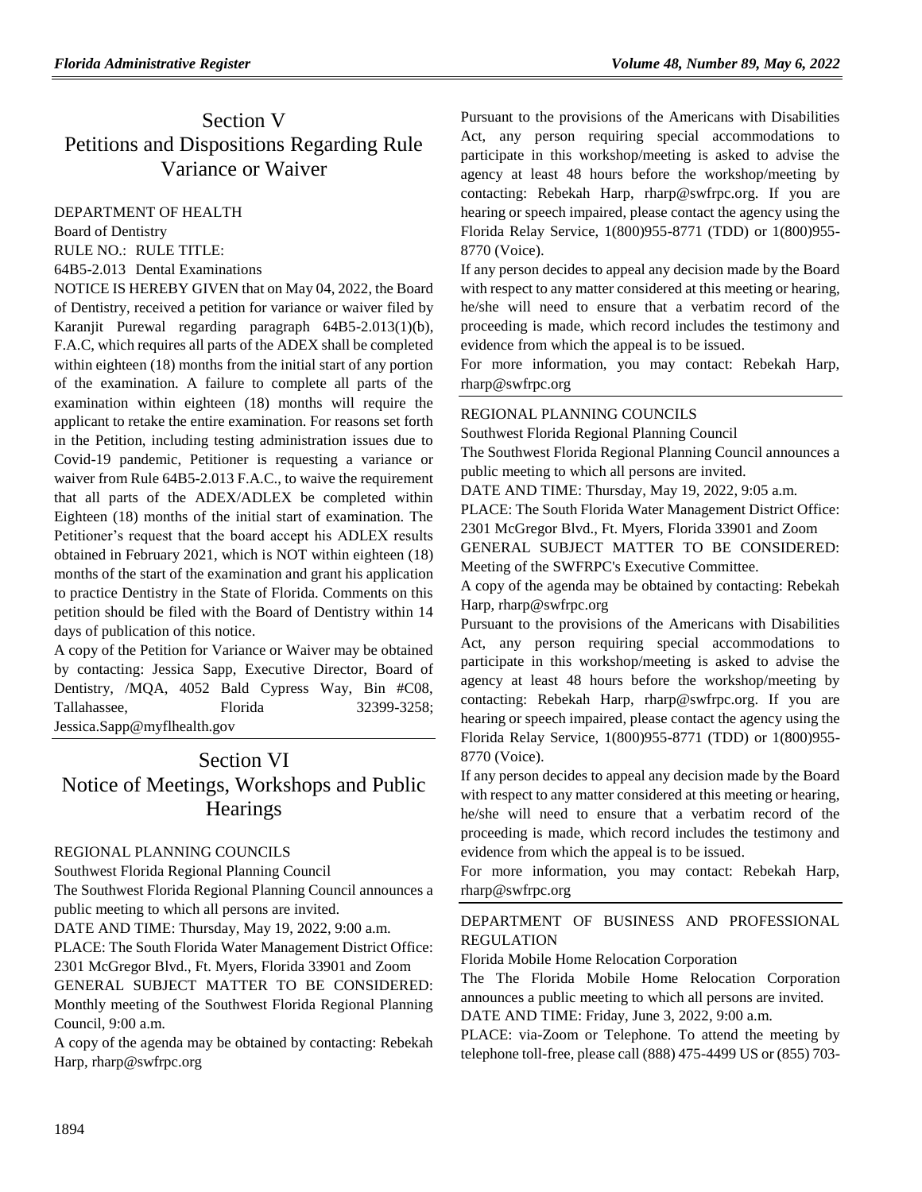# Section V
# Petitions and Dispositions Regarding Rule Variance or Waiver

DEPARTMENT OF HEALTH

Board of Dentistry

RULE NO.: RULE TITLE:

64B5-2.013 Dental Examinations

NOTICE IS HEREBY GIVEN that on May 04, 2022, the Board of Dentistry, received a petition for variance or waiver filed by Karanjit Purewal regarding paragraph 64B5-2.013(1)(b), F.A.C, which requires all parts of the ADEX shall be completed within eighteen (18) months from the initial start of any portion of the examination. A failure to complete all parts of the examination within eighteen (18) months will require the applicant to retake the entire examination. For reasons set forth in the Petition, including testing administration issues due to Covid-19 pandemic, Petitioner is requesting a variance or waiver from Rule 64B5-2.013 F.A.C., to waive the requirement that all parts of the ADEX/ADLEX be completed within Eighteen (18) months of the initial start of examination. The Petitioner's request that the board accept his ADLEX results obtained in February 2021, which is NOT within eighteen (18) months of the start of the examination and grant his application to practice Dentistry in the State of Florida. Comments on this petition should be filed with the Board of Dentistry within 14 days of publication of this notice.

A copy of the Petition for Variance or Waiver may be obtained by contacting: Jessica Sapp, Executive Director, Board of Dentistry, /MQA, 4052 Bald Cypress Way, Bin #C08, Tallahassee, Florida 32399-3258; Jessica.Sapp@myflhealth.gov

# Section VI
# Notice of Meetings, Workshops and Public Hearings

REGIONAL PLANNING COUNCILS

Southwest Florida Regional Planning Council

The Southwest Florida Regional Planning Council announces a public meeting to which all persons are invited.

DATE AND TIME: Thursday, May 19, 2022, 9:00 a.m.

PLACE: The South Florida Water Management District Office: 2301 McGregor Blvd., Ft. Myers, Florida 33901 and Zoom

GENERAL SUBJECT MATTER TO BE CONSIDERED: Monthly meeting of the Southwest Florida Regional Planning Council, 9:00 a.m.

A copy of the agenda may be obtained by contacting: Rebekah Harp, rharp@swfrpc.org

Pursuant to the provisions of the Americans with Disabilities Act, any person requiring special accommodations to participate in this workshop/meeting is asked to advise the agency at least 48 hours before the workshop/meeting by contacting: Rebekah Harp, rharp@swfrpc.org. If you are hearing or speech impaired, please contact the agency using the Florida Relay Service, 1(800)955-8771 (TDD) or 1(800)955-8770 (Voice).

If any person decides to appeal any decision made by the Board with respect to any matter considered at this meeting or hearing, he/she will need to ensure that a verbatim record of the proceeding is made, which record includes the testimony and evidence from which the appeal is to be issued.

For more information, you may contact: Rebekah Harp, rharp@swfrpc.org

REGIONAL PLANNING COUNCILS

Southwest Florida Regional Planning Council

The Southwest Florida Regional Planning Council announces a public meeting to which all persons are invited.

DATE AND TIME: Thursday, May 19, 2022, 9:05 a.m.

PLACE: The South Florida Water Management District Office: 2301 McGregor Blvd., Ft. Myers, Florida 33901 and Zoom

GENERAL SUBJECT MATTER TO BE CONSIDERED: Meeting of the SWFRPC's Executive Committee.

A copy of the agenda may be obtained by contacting: Rebekah Harp, rharp@swfrpc.org

Pursuant to the provisions of the Americans with Disabilities Act, any person requiring special accommodations to participate in this workshop/meeting is asked to advise the agency at least 48 hours before the workshop/meeting by contacting: Rebekah Harp, rharp@swfrpc.org. If you are hearing or speech impaired, please contact the agency using the Florida Relay Service, 1(800)955-8771 (TDD) or 1(800)955-8770 (Voice).

If any person decides to appeal any decision made by the Board with respect to any matter considered at this meeting or hearing, he/she will need to ensure that a verbatim record of the proceeding is made, which record includes the testimony and evidence from which the appeal is to be issued.

For more information, you may contact: Rebekah Harp, rharp@swfrpc.org

DEPARTMENT OF BUSINESS AND PROFESSIONAL REGULATION

Florida Mobile Home Relocation Corporation

The The Florida Mobile Home Relocation Corporation announces a public meeting to which all persons are invited.

DATE AND TIME: Friday, June 3, 2022, 9:00 a.m.

PLACE: via-Zoom or Telephone. To attend the meeting by telephone toll-free, please call (888) 475-4499 US or (855) 703-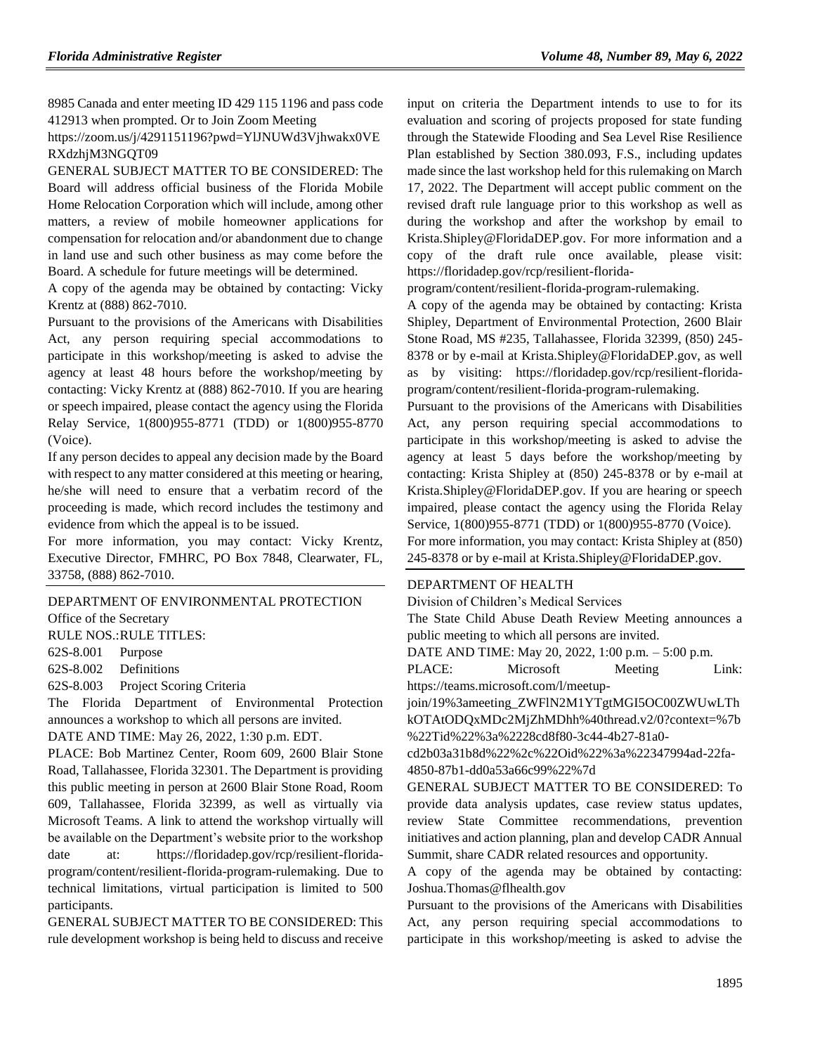8985 Canada and enter meeting ID 429 115 1196 and pass code 412913 when prompted. Or to Join Zoom Meeting https://zoom.us/j/4291151196?pwd=YlJNUWd3Vjhwakx0VERXdzhjM3NGQT09

GENERAL SUBJECT MATTER TO BE CONSIDERED: The Board will address official business of the Florida Mobile Home Relocation Corporation which will include, among other matters, a review of mobile homeowner applications for compensation for relocation and/or abandonment due to change in land use and such other business as may come before the Board. A schedule for future meetings will be determined.

A copy of the agenda may be obtained by contacting: Vicky Krentz at (888) 862-7010.

Pursuant to the provisions of the Americans with Disabilities Act, any person requiring special accommodations to participate in this workshop/meeting is asked to advise the agency at least 48 hours before the workshop/meeting by contacting: Vicky Krentz at (888) 862-7010. If you are hearing or speech impaired, please contact the agency using the Florida Relay Service, 1(800)955-8771 (TDD) or 1(800)955-8770 (Voice).

If any person decides to appeal any decision made by the Board with respect to any matter considered at this meeting or hearing, he/she will need to ensure that a verbatim record of the proceeding is made, which record includes the testimony and evidence from which the appeal is to be issued.

For more information, you may contact: Vicky Krentz, Executive Director, FMHRC, PO Box 7848, Clearwater, FL, 33758, (888) 862-7010.

DEPARTMENT OF ENVIRONMENTAL PROTECTION

Office of the Secretary

RULE NOS.:RULE TITLES:

62S-8.001 Purpose

62S-8.002 Definitions

62S-8.003 Project Scoring Criteria

The Florida Department of Environmental Protection announces a workshop to which all persons are invited.

DATE AND TIME: May 26, 2022, 1:30 p.m. EDT.

PLACE: Bob Martinez Center, Room 609, 2600 Blair Stone Road, Tallahassee, Florida 32301. The Department is providing this public meeting in person at 2600 Blair Stone Road, Room 609, Tallahassee, Florida 32399, as well as virtually via Microsoft Teams. A link to attend the workshop virtually will be available on the Department's website prior to the workshop date at: https://floridadep.gov/rcp/resilient-florida-program/content/resilient-florida-program-rulemaking. Due to technical limitations, virtual participation is limited to 500 participants.

GENERAL SUBJECT MATTER TO BE CONSIDERED: This rule development workshop is being held to discuss and receive input on criteria the Department intends to use to for its evaluation and scoring of projects proposed for state funding through the Statewide Flooding and Sea Level Rise Resilience Plan established by Section 380.093, F.S., including updates made since the last workshop held for this rulemaking on March 17, 2022. The Department will accept public comment on the revised draft rule language prior to this workshop as well as during the workshop and after the workshop by email to Krista.Shipley@FloridaDEP.gov. For more information and a copy of the draft rule once available, please visit: https://floridadep.gov/rcp/resilient-florida-program/content/resilient-florida-program-rulemaking.

A copy of the agenda may be obtained by contacting: Krista Shipley, Department of Environmental Protection, 2600 Blair Stone Road, MS #235, Tallahassee, Florida 32399, (850) 245-8378 or by e-mail at Krista.Shipley@FloridaDEP.gov, as well as by visiting: https://floridadep.gov/rcp/resilient-florida-program/content/resilient-florida-program-rulemaking.

Pursuant to the provisions of the Americans with Disabilities Act, any person requiring special accommodations to participate in this workshop/meeting is asked to advise the agency at least 5 days before the workshop/meeting by contacting: Krista Shipley at (850) 245-8378 or by e-mail at Krista.Shipley@FloridaDEP.gov. If you are hearing or speech impaired, please contact the agency using the Florida Relay Service, 1(800)955-8771 (TDD) or 1(800)955-8770 (Voice).

For more information, you may contact: Krista Shipley at (850) 245-8378 or by e-mail at Krista.Shipley@FloridaDEP.gov.

DEPARTMENT OF HEALTH

Division of Children's Medical Services

The State Child Abuse Death Review Meeting announces a public meeting to which all persons are invited.

DATE AND TIME: May 20, 2022, 1:00 p.m. – 5:00 p.m.

PLACE: Microsoft Meeting Link: https://teams.microsoft.com/l/meetup-join/19%3ameeting_ZWFlN2M1YTgtMGI5OC00ZWUwLThkOTAtODQxMDc2MjZhMDhh%40thread.v2/0?context=%7b%22Tid%22%3a%2228cd8f80-3c44-4b27-81a0-cd2b03a31b8d%22%2c%22Oid%22%3a%22347994ad-22fa-4850-87b1-dd0a53a66c99%22%7d

GENERAL SUBJECT MATTER TO BE CONSIDERED: To provide data analysis updates, case review status updates, review State Committee recommendations, prevention initiatives and action planning, plan and develop CADR Annual Summit, share CADR related resources and opportunity.

A copy of the agenda may be obtained by contacting: Joshua.Thomas@flhealth.gov

Pursuant to the provisions of the Americans with Disabilities Act, any person requiring special accommodations to participate in this workshop/meeting is asked to advise the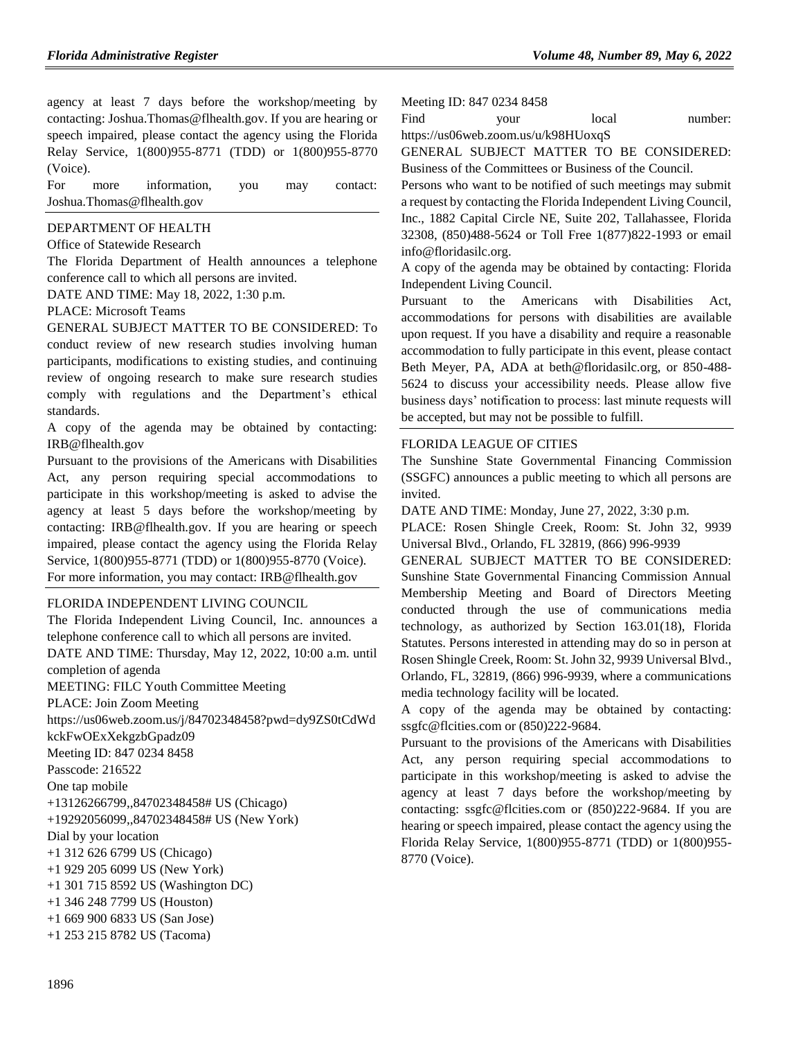agency at least 7 days before the workshop/meeting by contacting: Joshua.Thomas@flhealth.gov. If you are hearing or speech impaired, please contact the agency using the Florida Relay Service, 1(800)955-8771 (TDD) or 1(800)955-8770 (Voice).

For more information, you may contact: Joshua.Thomas@flhealth.gov

DEPARTMENT OF HEALTH

Office of Statewide Research

The Florida Department of Health announces a telephone conference call to which all persons are invited.

DATE AND TIME: May 18, 2022, 1:30 p.m.

PLACE: Microsoft Teams

GENERAL SUBJECT MATTER TO BE CONSIDERED: To conduct review of new research studies involving human participants, modifications to existing studies, and continuing review of ongoing research to make sure research studies comply with regulations and the Department's ethical standards.

A copy of the agenda may be obtained by contacting: IRB@flhealth.gov

Pursuant to the provisions of the Americans with Disabilities Act, any person requiring special accommodations to participate in this workshop/meeting is asked to advise the agency at least 5 days before the workshop/meeting by contacting: IRB@flhealth.gov. If you are hearing or speech impaired, please contact the agency using the Florida Relay Service, 1(800)955-8771 (TDD) or 1(800)955-8770 (Voice).

For more information, you may contact: IRB@flhealth.gov

FLORIDA INDEPENDENT LIVING COUNCIL

The Florida Independent Living Council, Inc. announces a telephone conference call to which all persons are invited.

DATE AND TIME: Thursday, May 12, 2022, 10:00 a.m. until completion of agenda

MEETING: FILC Youth Committee Meeting

PLACE: Join Zoom Meeting

https://us06web.zoom.us/j/84702348458?pwd=dy9ZS0tCdWdkckFwOExXekgzbGpadz09

Meeting ID: 847 0234 8458

Passcode: 216522

One tap mobile

+13126266799,,84702348458# US (Chicago)

+19292056099,,84702348458# US (New York)

Dial by your location

+1 312 626 6799 US (Chicago)

+1 929 205 6099 US (New York)

+1 301 715 8592 US (Washington DC)

+1 346 248 7799 US (Houston)

+1 669 900 6833 US (San Jose)

+1 253 215 8782 US (Tacoma)

Meeting ID: 847 0234 8458

Find your local number: https://us06web.zoom.us/u/k98HUoxqS

GENERAL SUBJECT MATTER TO BE CONSIDERED: Business of the Committees or Business of the Council.

Persons who want to be notified of such meetings may submit a request by contacting the Florida Independent Living Council, Inc., 1882 Capital Circle NE, Suite 202, Tallahassee, Florida 32308, (850)488-5624 or Toll Free 1(877)822-1993 or email info@floridasilc.org.

A copy of the agenda may be obtained by contacting: Florida Independent Living Council.

Pursuant to the Americans with Disabilities Act, accommodations for persons with disabilities are available upon request. If you have a disability and require a reasonable accommodation to fully participate in this event, please contact Beth Meyer, PA, ADA at beth@floridasilc.org, or 850-488-5624 to discuss your accessibility needs. Please allow five business days' notification to process: last minute requests will be accepted, but may not be possible to fulfill.

FLORIDA LEAGUE OF CITIES

The Sunshine State Governmental Financing Commission (SSGFC) announces a public meeting to which all persons are invited.

DATE AND TIME: Monday, June 27, 2022, 3:30 p.m.

PLACE: Rosen Shingle Creek, Room: St. John 32, 9939 Universal Blvd., Orlando, FL 32819, (866) 996-9939

GENERAL SUBJECT MATTER TO BE CONSIDERED: Sunshine State Governmental Financing Commission Annual Membership Meeting and Board of Directors Meeting conducted through the use of communications media technology, as authorized by Section 163.01(18), Florida Statutes. Persons interested in attending may do so in person at Rosen Shingle Creek, Room: St. John 32, 9939 Universal Blvd., Orlando, FL, 32819, (866) 996-9939, where a communications media technology facility will be located.

A copy of the agenda may be obtained by contacting: ssgfc@flcities.com or (850)222-9684.

Pursuant to the provisions of the Americans with Disabilities Act, any person requiring special accommodations to participate in this workshop/meeting is asked to advise the agency at least 7 days before the workshop/meeting by contacting: ssgfc@flcities.com or (850)222-9684. If you are hearing or speech impaired, please contact the agency using the Florida Relay Service, 1(800)955-8771 (TDD) or 1(800)955-8770 (Voice).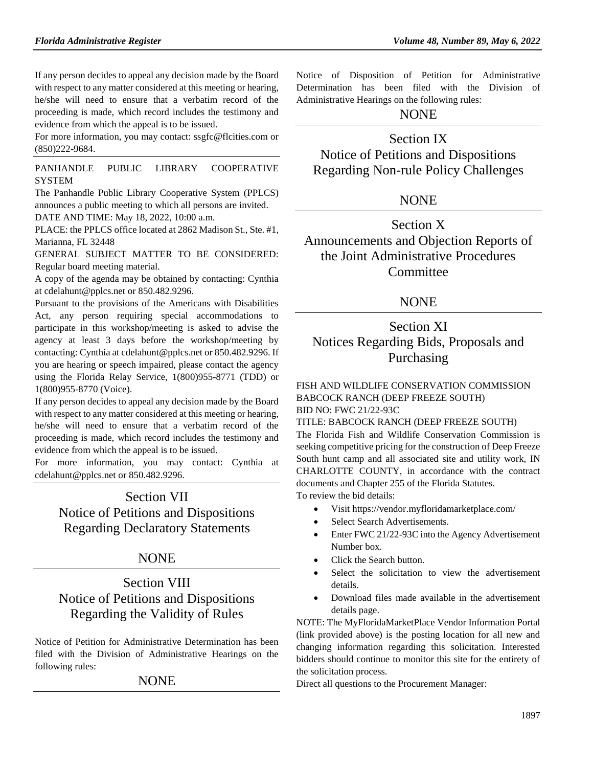If any person decides to appeal any decision made by the Board with respect to any matter considered at this meeting or hearing, he/she will need to ensure that a verbatim record of the proceeding is made, which record includes the testimony and evidence from which the appeal is to be issued.

For more information, you may contact: ssgfc@flcities.com or (850)222-9684.

PANHANDLE PUBLIC LIBRARY COOPERATIVE SYSTEM

The Panhandle Public Library Cooperative System (PPLCS) announces a public meeting to which all persons are invited.

DATE AND TIME: May 18, 2022, 10:00 a.m.

PLACE: the PPLCS office located at 2862 Madison St., Ste. #1, Marianna, FL 32448

GENERAL SUBJECT MATTER TO BE CONSIDERED: Regular board meeting material.

A copy of the agenda may be obtained by contacting: Cynthia at cdelahunt@pplcs.net or 850.482.9296.

Pursuant to the provisions of the Americans with Disabilities Act, any person requiring special accommodations to participate in this workshop/meeting is asked to advise the agency at least 3 days before the workshop/meeting by contacting: Cynthia at cdelahunt@pplcs.net or 850.482.9296. If you are hearing or speech impaired, please contact the agency using the Florida Relay Service, 1(800)955-8771 (TDD) or 1(800)955-8770 (Voice).

If any person decides to appeal any decision made by the Board with respect to any matter considered at this meeting or hearing, he/she will need to ensure that a verbatim record of the proceeding is made, which record includes the testimony and evidence from which the appeal is to be issued.

For more information, you may contact: Cynthia at cdelahunt@pplcs.net or 850.482.9296.

## Section VII
## Notice of Petitions and Dispositions Regarding Declaratory Statements

NONE

## Section VIII
## Notice of Petitions and Dispositions Regarding the Validity of Rules

Notice of Petition for Administrative Determination has been filed with the Division of Administrative Hearings on the following rules:

NONE

Notice of Disposition of Petition for Administrative Determination has been filed with the Division of Administrative Hearings on the following rules:

NONE

## Section IX
## Notice of Petitions and Dispositions Regarding Non-rule Policy Challenges

NONE

## Section X
## Announcements and Objection Reports of the Joint Administrative Procedures Committee

NONE

## Section XI
## Notices Regarding Bids, Proposals and Purchasing

FISH AND WILDLIFE CONSERVATION COMMISSION

BABCOCK RANCH (DEEP FREEZE SOUTH)

BID NO: FWC 21/22-93C

TITLE: BABCOCK RANCH (DEEP FREEZE SOUTH)

The Florida Fish and Wildlife Conservation Commission is seeking competitive pricing for the construction of Deep Freeze South hunt camp and all associated site and utility work, IN CHARLOTTE COUNTY, in accordance with the contract documents and Chapter 255 of the Florida Statutes.

To review the bid details:

- Visit https://vendor.myfloridamarketplace.com/
- Select Search Advertisements.
- Enter FWC 21/22-93C into the Agency Advertisement Number box.
- Click the Search button.
- Select the solicitation to view the advertisement details.
- Download files made available in the advertisement details page.

NOTE: The MyFloridaMarketPlace Vendor Information Portal (link provided above) is the posting location for all new and changing information regarding this solicitation. Interested bidders should continue to monitor this site for the entirety of the solicitation process.

Direct all questions to the Procurement Manager: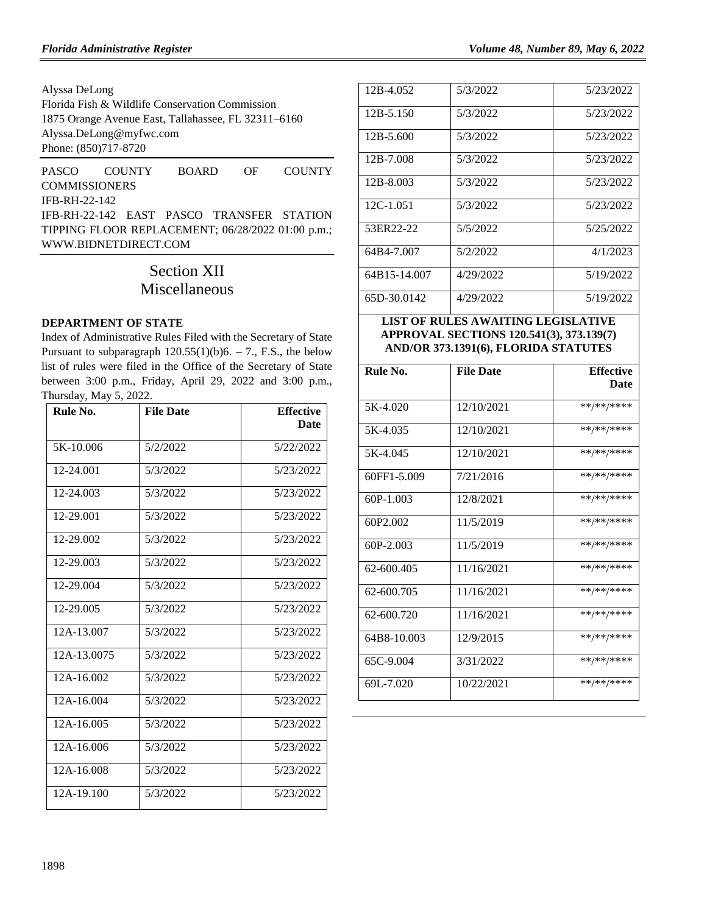Alyssa DeLong
Florida Fish & Wildlife Conservation Commission
1875 Orange Avenue East, Tallahassee, FL 32311–6160
Alyssa.DeLong@myfwc.com
Phone: (850)717-8720

PASCO COUNTY BOARD OF COUNTY COMMISSIONERS
IFB-RH-22-142
IFB-RH-22-142 EAST PASCO TRANSFER STATION TIPPING FLOOR REPLACEMENT; 06/28/2022 01:00 p.m.; WWW.BIDNETDIRECT.COM

# Section XII
# Miscellaneous

**DEPARTMENT OF STATE**

Index of Administrative Rules Filed with the Secretary of State Pursuant to subparagraph 120.55(1)(b)6. – 7., F.S., the below list of rules were filed in the Office of the Secretary of State between 3:00 p.m., Friday, April 29, 2022 and 3:00 p.m., Thursday, May 5, 2022.

| Rule No. | File Date | Effective Date |
|---|---|---|
| 5K-10.006 | 5/2/2022 | 5/22/2022 |
| 12-24.001 | 5/3/2022 | 5/23/2022 |
| 12-24.003 | 5/3/2022 | 5/23/2022 |
| 12-29.001 | 5/3/2022 | 5/23/2022 |
| 12-29.002 | 5/3/2022 | 5/23/2022 |
| 12-29.003 | 5/3/2022 | 5/23/2022 |
| 12-29.004 | 5/3/2022 | 5/23/2022 |
| 12-29.005 | 5/3/2022 | 5/23/2022 |
| 12A-13.007 | 5/3/2022 | 5/23/2022 |
| 12A-13.0075 | 5/3/2022 | 5/23/2022 |
| 12A-16.002 | 5/3/2022 | 5/23/2022 |
| 12A-16.004 | 5/3/2022 | 5/23/2022 |
| 12A-16.005 | 5/3/2022 | 5/23/2022 |
| 12A-16.006 | 5/3/2022 | 5/23/2022 |
| 12A-16.008 | 5/3/2022 | 5/23/2022 |
| 12A-19.100 | 5/3/2022 | 5/23/2022 |
| 12B-4.052 | 5/3/2022 | 5/23/2022 |
| 12B-5.150 | 5/3/2022 | 5/23/2022 |
| 12B-5.600 | 5/3/2022 | 5/23/2022 |
| 12B-7.008 | 5/3/2022 | 5/23/2022 |
| 12B-8.003 | 5/3/2022 | 5/23/2022 |
| 12C-1.051 | 5/3/2022 | 5/23/2022 |
| 53ER22-22 | 5/5/2022 | 5/25/2022 |
| 64B4-7.007 | 5/2/2022 | 4/1/2023 |
| 64B15-14.007 | 4/29/2022 | 5/19/2022 |
| 65D-30.0142 | 4/29/2022 | 5/19/2022 |

**LIST OF RULES AWAITING LEGISLATIVE APPROVAL SECTIONS 120.541(3), 373.139(7) AND/OR 373.1391(6), FLORIDA STATUTES**

| Rule No. | File Date | Effective Date |
|---|---|---|
| 5K-4.020 | 12/10/2021 | **/**/**** |
| 5K-4.035 | 12/10/2021 | **/**/**** |
| 5K-4.045 | 12/10/2021 | **/**/**** |
| 60FF1-5.009 | 7/21/2016 | **/**/**** |
| 60P-1.003 | 12/8/2021 | **/**/**** |
| 60P2.002 | 11/5/2019 | **/**/**** |
| 60P-2.003 | 11/5/2019 | **/**/**** |
| 62-600.405 | 11/16/2021 | **/**/**** |
| 62-600.705 | 11/16/2021 | **/**/**** |
| 62-600.720 | 11/16/2021 | **/**/**** |
| 64B8-10.003 | 12/9/2015 | **/**/**** |
| 65C-9.004 | 3/31/2022 | **/**/**** |
| 69L-7.020 | 10/22/2021 | **/**/**** |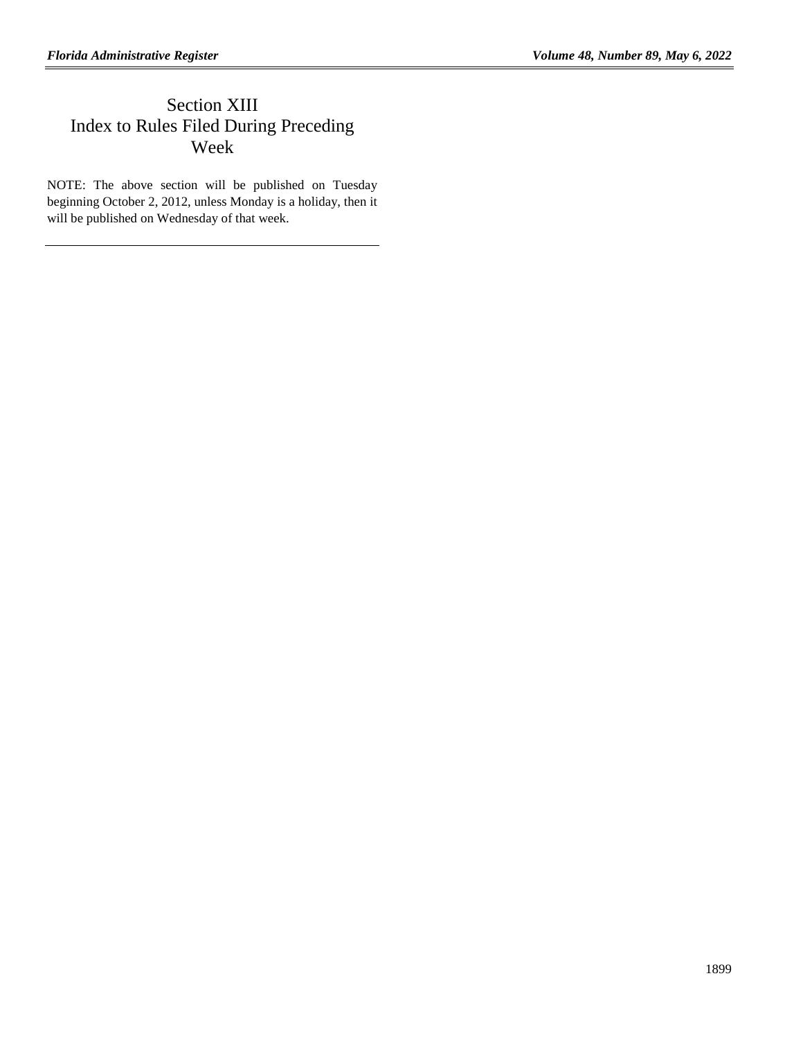# Section XIII
# Index to Rules Filed During Preceding Week

NOTE: The above section will be published on Tuesday beginning October 2, 2012, unless Monday is a holiday, then it will be published on Wednesday of that week.